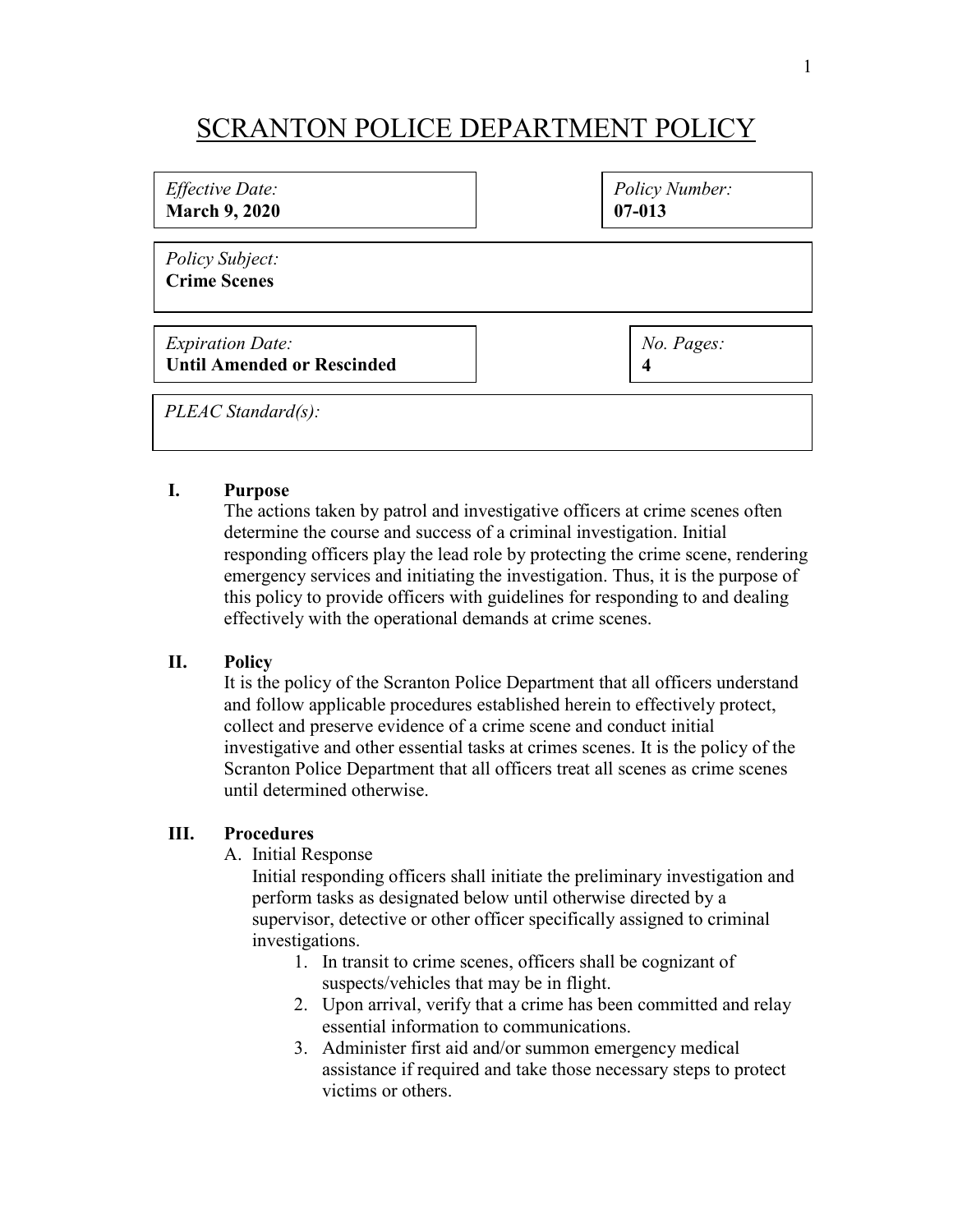# SCRANTON POLICE DEPARTMENT POLICY

| | |
|---|---|
| *Effective Date:* **March 9, 2020** | *Policy Number:* **07-013** |
| *Policy Subject:* **Crime Scenes** | |
| *Expiration Date:* **Until Amended or Rescinded** | *No. Pages:* **4** |
| *PLEAC Standard(s):* | |

## I. Purpose

The actions taken by patrol and investigative officers at crime scenes often determine the course and success of a criminal investigation. Initial responding officers play the lead role by protecting the crime scene, rendering emergency services and initiating the investigation. Thus, it is the purpose of this policy to provide officers with guidelines for responding to and dealing effectively with the operational demands at crime scenes.

## II. Policy

It is the policy of the Scranton Police Department that all officers understand and follow applicable procedures established herein to effectively protect, collect and preserve evidence of a crime scene and conduct initial investigative and other essential tasks at crimes scenes. It is the policy of the Scranton Police Department that all officers treat all scenes as crime scenes until determined otherwise.

## III. Procedures

A. Initial Response

Initial responding officers shall initiate the preliminary investigation and perform tasks as designated below until otherwise directed by a supervisor, detective or other officer specifically assigned to criminal investigations.

1. In transit to crime scenes, officers shall be cognizant of suspects/vehicles that may be in flight.
2. Upon arrival, verify that a crime has been committed and relay essential information to communications.
3. Administer first aid and/or summon emergency medical assistance if required and take those necessary steps to protect victims or others.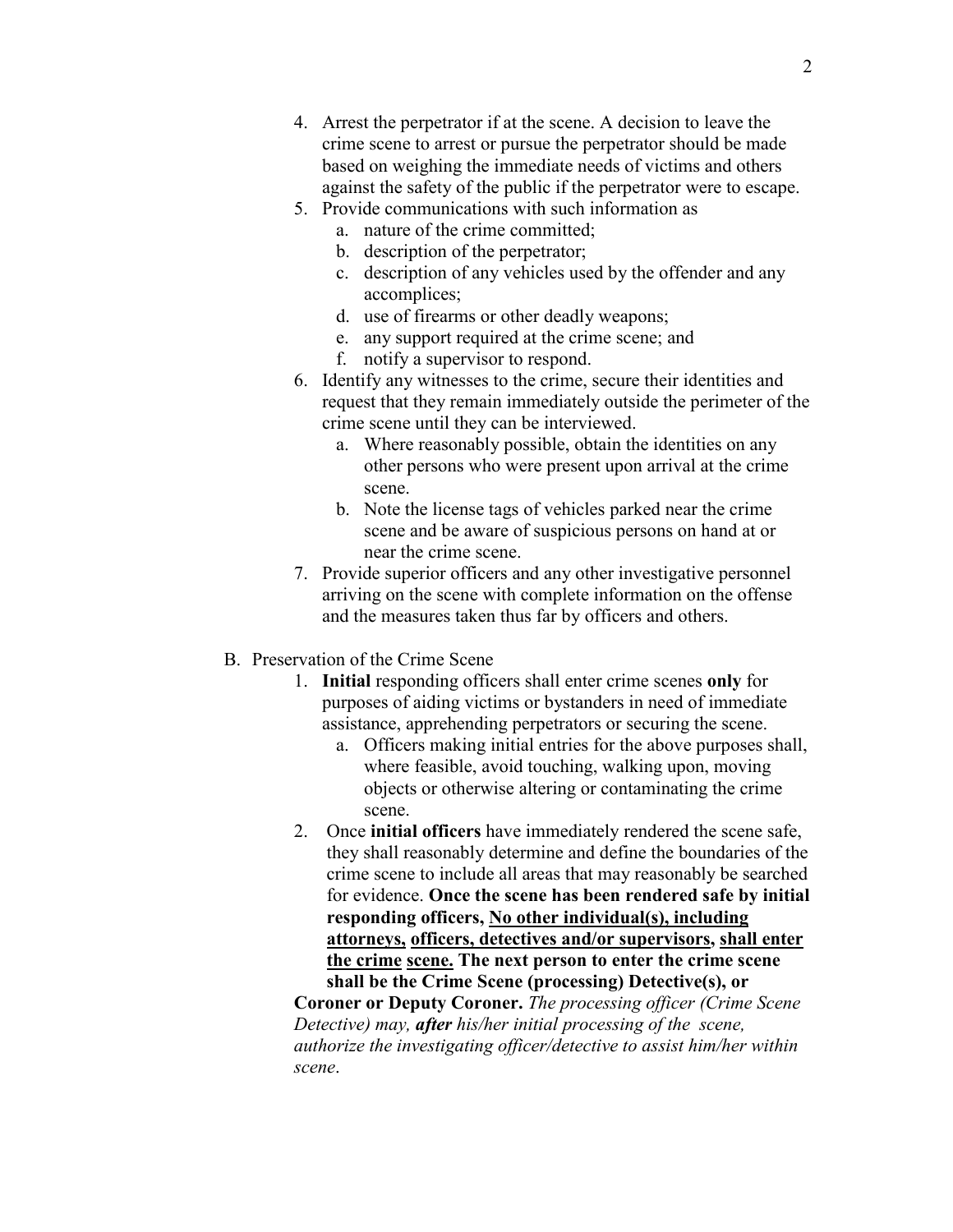4. Arrest the perpetrator if at the scene. A decision to leave the crime scene to arrest or pursue the perpetrator should be made based on weighing the immediate needs of victims and others against the safety of the public if the perpetrator were to escape.
5. Provide communications with such information as
   a. nature of the crime committed;
   b. description of the perpetrator;
   c. description of any vehicles used by the offender and any accomplices;
   d. use of firearms or other deadly weapons;
   e. any support required at the crime scene; and
   f. notify a supervisor to respond.
6. Identify any witnesses to the crime, secure their identities and request that they remain immediately outside the perimeter of the crime scene until they can be interviewed.
   a. Where reasonably possible, obtain the identities on any other persons who were present upon arrival at the crime scene.
   b. Note the license tags of vehicles parked near the crime scene and be aware of suspicious persons on hand at or near the crime scene.
7. Provide superior officers and any other investigative personnel arriving on the scene with complete information on the offense and the measures taken thus far by officers and others.

B. Preservation of the Crime Scene

1. **Initial** responding officers shall enter crime scenes **only** for purposes of aiding victims or bystanders in need of immediate assistance, apprehending perpetrators or securing the scene.
   a. Officers making initial entries for the above purposes shall, where feasible, avoid touching, walking upon, moving objects or otherwise altering or contaminating the crime scene.
2. Once **initial officers** have immediately rendered the scene safe, they shall reasonably determine and define the boundaries of the crime scene to include all areas that may reasonably be searched for evidence. **Once the scene has been rendered safe by initial responding officers, <u>No other individual(s), including attorneys,</u> <u>officers, detectives and/or supervisors,</u> <u>shall enter the crime</u> <u>scene.</u> The next person to enter the crime scene shall be the Crime Scene (processing) Detective(s), or Coroner or Deputy Coroner.** *The processing officer (Crime Scene Detective) may,* ***after*** *his/her initial processing of the scene, authorize the investigating officer/detective to assist him/her within scene*.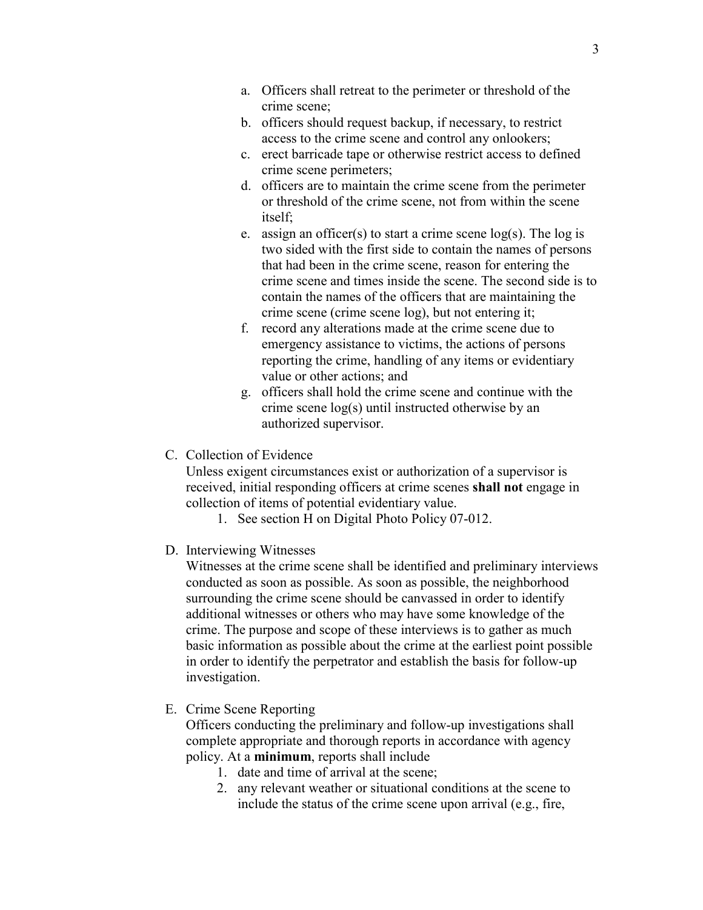a. Officers shall retreat to the perimeter or threshold of the crime scene;
b. officers should request backup, if necessary, to restrict access to the crime scene and control any onlookers;
c. erect barricade tape or otherwise restrict access to defined crime scene perimeters;
d. officers are to maintain the crime scene from the perimeter or threshold of the crime scene, not from within the scene itself;
e. assign an officer(s) to start a crime scene log(s). The log is two sided with the first side to contain the names of persons that had been in the crime scene, reason for entering the crime scene and times inside the scene. The second side is to contain the names of the officers that are maintaining the crime scene (crime scene log), but not entering it;
f. record any alterations made at the crime scene due to emergency assistance to victims, the actions of persons reporting the crime, handling of any items or evidentiary value or other actions; and
g. officers shall hold the crime scene and continue with the crime scene log(s) until instructed otherwise by an authorized supervisor.

C. Collection of Evidence

Unless exigent circumstances exist or authorization of a supervisor is received, initial responding officers at crime scenes **shall not** engage in collection of items of potential evidentiary value.

1. See section H on Digital Photo Policy 07-012.

D. Interviewing Witnesses

Witnesses at the crime scene shall be identified and preliminary interviews conducted as soon as possible. As soon as possible, the neighborhood surrounding the crime scene should be canvassed in order to identify additional witnesses or others who may have some knowledge of the crime. The purpose and scope of these interviews is to gather as much basic information as possible about the crime at the earliest point possible in order to identify the perpetrator and establish the basis for follow-up investigation.

E. Crime Scene Reporting

Officers conducting the preliminary and follow-up investigations shall complete appropriate and thorough reports in accordance with agency policy. At a **minimum**, reports shall include

1. date and time of arrival at the scene;
2. any relevant weather or situational conditions at the scene to include the status of the crime scene upon arrival (e.g., fire,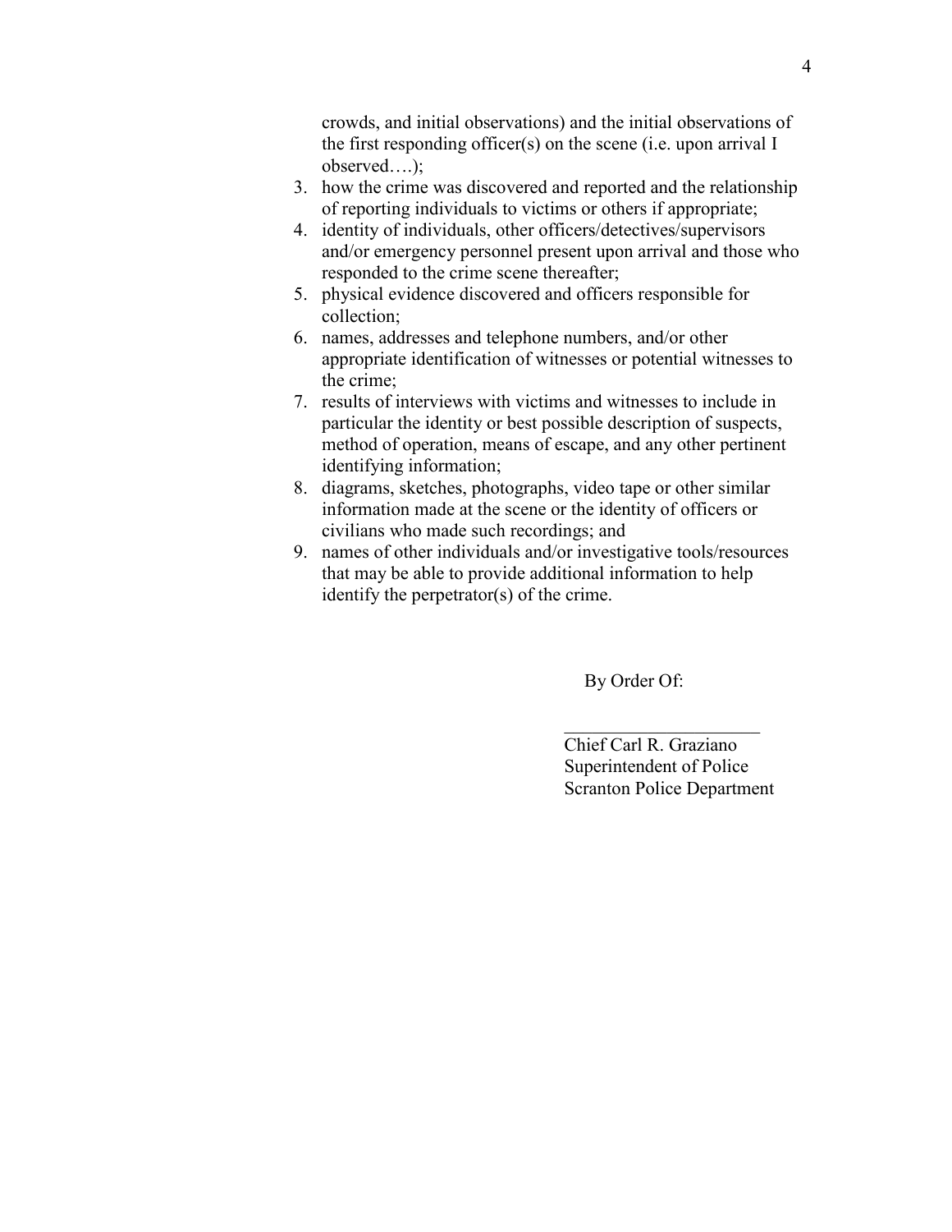crowds, and initial observations) and the initial observations of the first responding officer(s) on the scene (i.e. upon arrival I observed….);

3. how the crime was discovered and reported and the relationship of reporting individuals to victims or others if appropriate;
4. identity of individuals, other officers/detectives/supervisors and/or emergency personnel present upon arrival and those who responded to the crime scene thereafter;
5. physical evidence discovered and officers responsible for collection;
6. names, addresses and telephone numbers, and/or other appropriate identification of witnesses or potential witnesses to the crime;
7. results of interviews with victims and witnesses to include in particular the identity or best possible description of suspects, method of operation, means of escape, and any other pertinent identifying information;
8. diagrams, sketches, photographs, video tape or other similar information made at the scene or the identity of officers or civilians who made such recordings; and
9. names of other individuals and/or investigative tools/resources that may be able to provide additional information to help identify the perpetrator(s) of the crime.

By Order Of:

______________________
Chief Carl R. Graziano
Superintendent of Police
Scranton Police Department